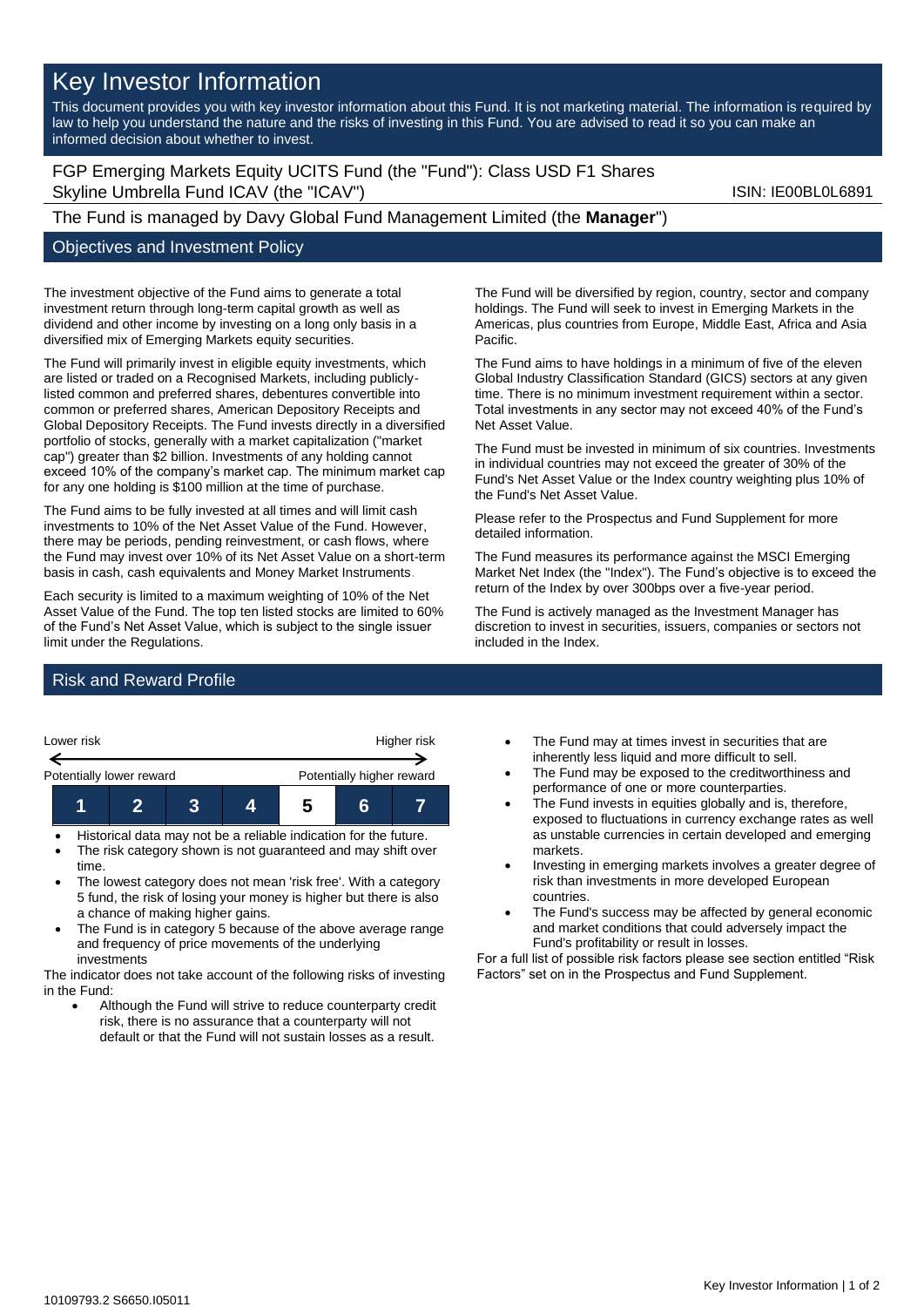# Key Investor Information

This document provides you with key investor information about this Fund. It is not marketing material. The information is required by law to help you understand the nature and the risks of investing in this Fund. You are advised to read it so you can make an informed decision about whether to invest.

FGP Emerging Markets Equity UCITS Fund (the "Fund"): Class USD F1 Shares
Skyline Umbrella Fund ICAV (the "ICAV")

ISIN: IE00BL0L6891

The Fund is managed by Davy Global Fund Management Limited (the **Manager**")

## Objectives and Investment Policy

The investment objective of the Fund aims to generate a total investment return through long-term capital growth as well as dividend and other income by investing on a long only basis in a diversified mix of Emerging Markets equity securities.

The Fund will primarily invest in eligible equity investments, which are listed or traded on a Recognised Markets, including publicly-listed common and preferred shares, debentures convertible into common or preferred shares, American Depository Receipts and Global Depository Receipts. The Fund invests directly in a diversified portfolio of stocks, generally with a market capitalization ("market cap") greater than $2 billion. Investments of any holding cannot exceed 10% of the company's market cap. The minimum market cap for any one holding is $100 million at the time of purchase.

The Fund aims to be fully invested at all times and will limit cash investments to 10% of the Net Asset Value of the Fund. However, there may be periods, pending reinvestment, or cash flows, where the Fund may invest over 10% of its Net Asset Value on a short-term basis in cash, cash equivalents and Money Market Instruments.

Each security is limited to a maximum weighting of 10% of the Net Asset Value of the Fund. The top ten listed stocks are limited to 60% of the Fund's Net Asset Value, which is subject to the single issuer limit under the Regulations.

The Fund will be diversified by region, country, sector and company holdings. The Fund will seek to invest in Emerging Markets in the Americas, plus countries from Europe, Middle East, Africa and Asia Pacific.

The Fund aims to have holdings in a minimum of five of the eleven Global Industry Classification Standard (GICS) sectors at any given time. There is no minimum investment requirement within a sector. Total investments in any sector may not exceed 40% of the Fund's Net Asset Value.

The Fund must be invested in minimum of six countries. Investments in individual countries may not exceed the greater of 30% of the Fund's Net Asset Value or the Index country weighting plus 10% of the Fund's Net Asset Value.

Please refer to the Prospectus and Fund Supplement for more detailed information.

The Fund measures its performance against the MSCI Emerging Market Net Index (the "Index"). The Fund's objective is to exceed the return of the Index by over 300bps over a five-year period.

The Fund is actively managed as the Investment Manager has discretion to invest in securities, issuers, companies or sectors not included in the Index.

## Risk and Reward Profile

| Lower risk | | | | | | Higher risk |
|---|---|---|---|---|---|---|
| Potentially lower reward | | | | | | Potentially higher reward |
| 1 | 2 | 3 | 4 | **5** | 6 | 7 |

- Historical data may not be a reliable indication for the future.
- The risk category shown is not guaranteed and may shift over time.
- The lowest category does not mean 'risk free'. With a category 5 fund, the risk of losing your money is higher but there is also a chance of making higher gains.
- The Fund is in category 5 because of the above average range and frequency of price movements of the underlying investments

The indicator does not take account of the following risks of investing in the Fund:

- Although the Fund will strive to reduce counterparty credit risk, there is no assurance that a counterparty will not default or that the Fund will not sustain losses as a result.
- The Fund may at times invest in securities that are inherently less liquid and more difficult to sell.
- The Fund may be exposed to the creditworthiness and performance of one or more counterparties.
- The Fund invests in equities globally and is, therefore, exposed to fluctuations in currency exchange rates as well as unstable currencies in certain developed and emerging markets.
- Investing in emerging markets involves a greater degree of risk than investments in more developed European countries.
- The Fund's success may be affected by general economic and market conditions that could adversely impact the Fund's profitability or result in losses.

For a full list of possible risk factors please see section entitled "Risk Factors" set on in the Prospectus and Fund Supplement.

10109793.2 S6650.I05011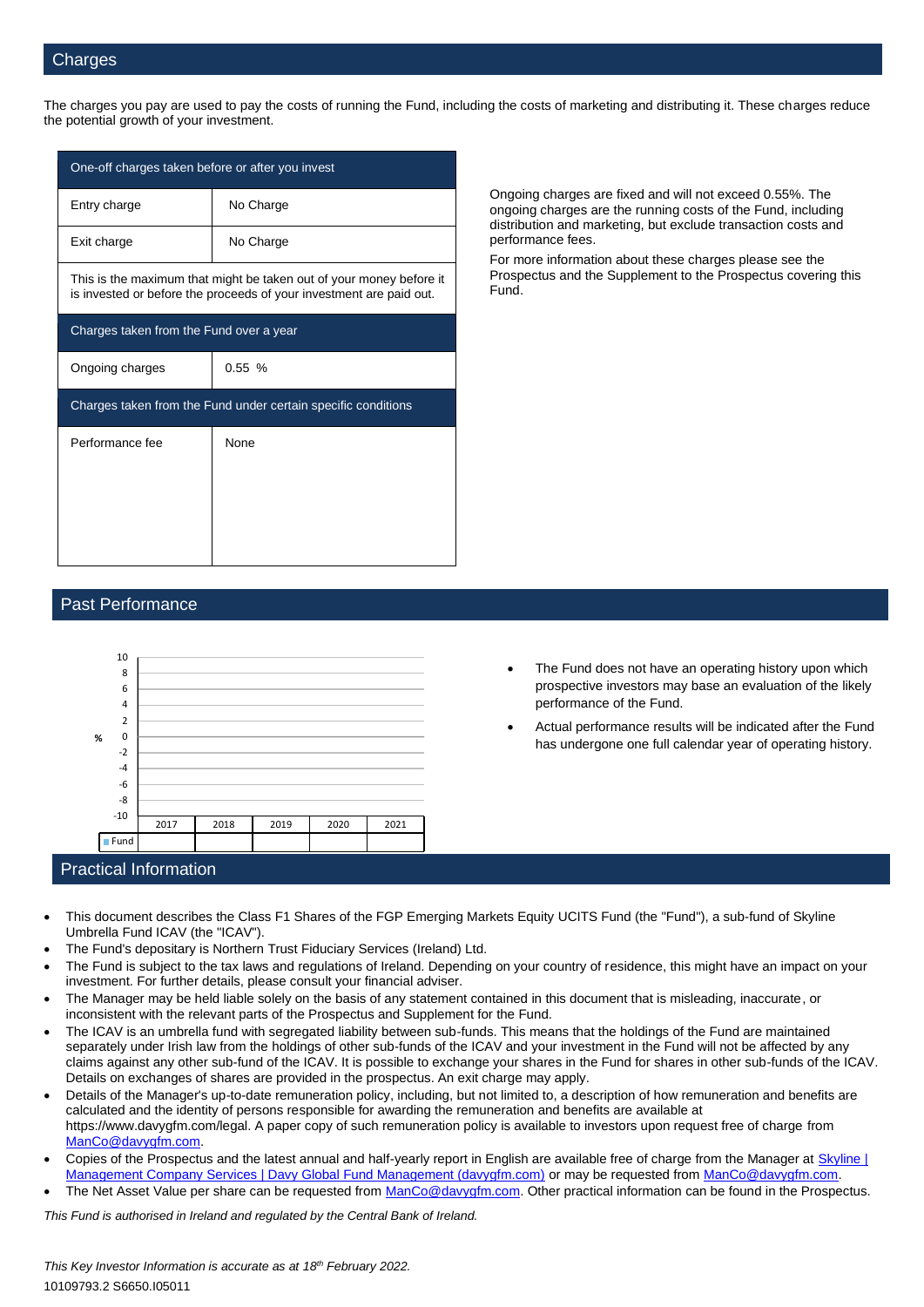## Charges

The charges you pay are used to pay the costs of running the Fund, including the costs of marketing and distributing it. These charges reduce the potential growth of your investment.

| One-off charges taken before or after you invest | |
|---|---|
| Entry charge | No Charge |
| Exit charge | No Charge |
| This is the maximum that might be taken out of your money before it is invested or before the proceeds of your investment are paid out. | |
| **Charges taken from the Fund over a year** | |
| Ongoing charges | 0.55 % |
| **Charges taken from the Fund under certain specific conditions** | |
| Performance fee | None |

Ongoing charges are fixed and will not exceed 0.55%. The ongoing charges are the running costs of the Fund, including distribution and marketing, but exclude transaction costs and performance fees.

For more information about these charges please see the Prospectus and the Supplement to the Prospectus covering this Fund.

## Past Performance

10
8
6
4
2
%
0
-2
-4
-6
-8
-10
2017
2018
2019
2020
2021
Fund

- The Fund does not have an operating history upon which prospective investors may base an evaluation of the likely performance of the Fund.
- Actual performance results will be indicated after the Fund has undergone one full calendar year of operating history.

## Practical Information

- This document describes the Class F1 Shares of the FGP Emerging Markets Equity UCITS Fund (the "Fund"), a sub-fund of Skyline Umbrella Fund ICAV (the "ICAV").
- The Fund's depositary is Northern Trust Fiduciary Services (Ireland) Ltd.
- The Fund is subject to the tax laws and regulations of Ireland. Depending on your country of residence, this might have an impact on your investment. For further details, please consult your financial adviser.
- The Manager may be held liable solely on the basis of any statement contained in this document that is misleading, inaccurate, or inconsistent with the relevant parts of the Prospectus and Supplement for the Fund.
- The ICAV is an umbrella fund with segregated liability between sub-funds. This means that the holdings of the Fund are maintained separately under Irish law from the holdings of other sub-funds of the ICAV and your investment in the Fund will not be affected by any claims against any other sub-fund of the ICAV. It is possible to exchange your shares in the Fund for shares in other sub-funds of the ICAV. Details on exchanges of shares are provided in the prospectus. An exit charge may apply.
- Details of the Manager's up-to-date remuneration policy, including, but not limited to, a description of how remuneration and benefits are calculated and the identity of persons responsible for awarding the remuneration and benefits are available at https://www.davygfm.com/legal. A paper copy of such remuneration policy is available to investors upon request free of charge from ManCo@davygfm.com.
- Copies of the Prospectus and the latest annual and half-yearly report in English are available free of charge from the Manager at Skyline | Management Company Services | Davy Global Fund Management (davygfm.com) or may be requested from ManCo@davygfm.com.
- The Net Asset Value per share can be requested from ManCo@davygfm.com. Other practical information can be found in the Prospectus.

*This Fund is authorised in Ireland and regulated by the Central Bank of Ireland.*

*This Key Investor Information is accurate as at 18th February 2022.*

10109793.2 S6650.I05011